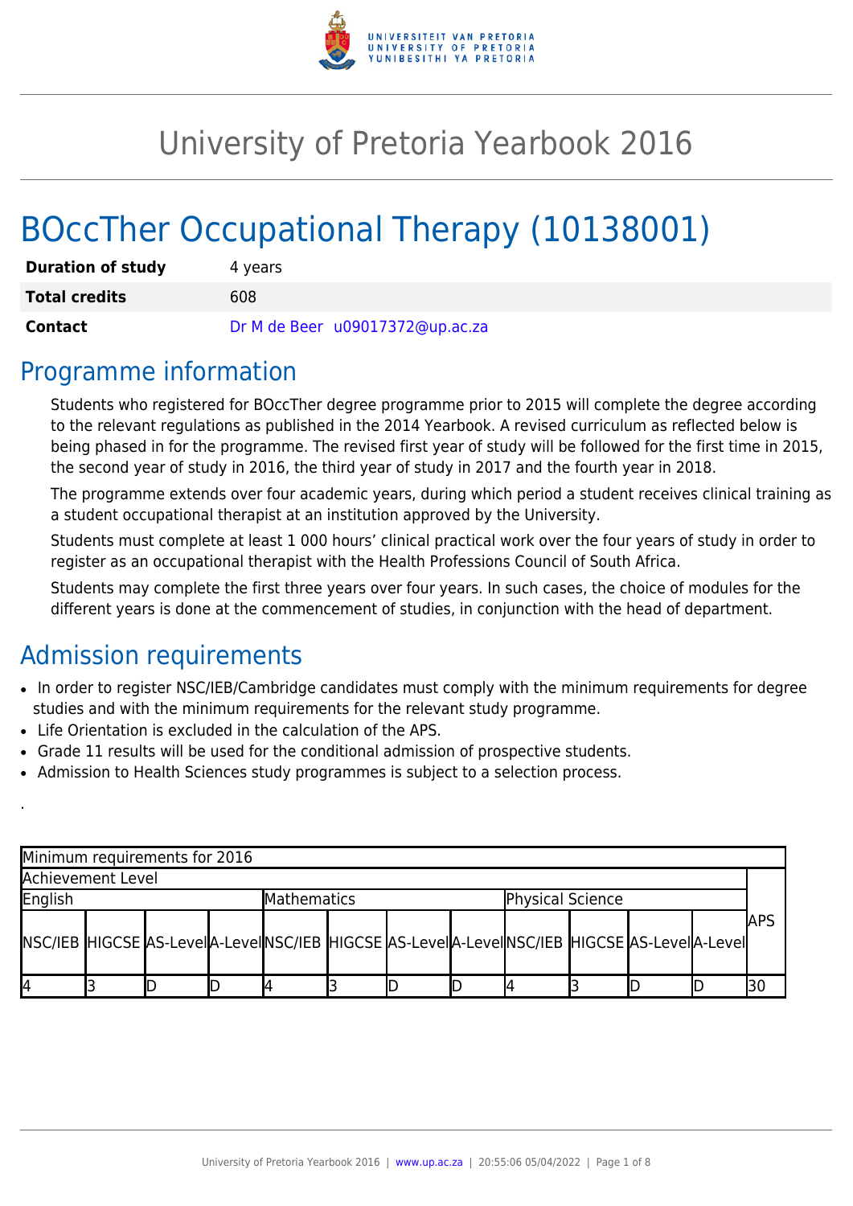# University of Pretoria Yearbook 2016

# BOccTher Occupational Therapy (10138001)

| | |
|---|---|
| **Duration of study** | 4 years |
| **Total credits** | 608 |
| **Contact** | Dr M de Beer u09017372@up.ac.za |

## Programme information

Students who registered for BOccTher degree programme prior to 2015 will complete the degree according to the relevant regulations as published in the 2014 Yearbook. A revised curriculum as reflected below is being phased in for the programme. The revised first year of study will be followed for the first time in 2015, the second year of study in 2016, the third year of study in 2017 and the fourth year in 2018.

The programme extends over four academic years, during which period a student receives clinical training as a student occupational therapist at an institution approved by the University.

Students must complete at least 1 000 hours' clinical practical work over the four years of study in order to register as an occupational therapist with the Health Professions Council of South Africa.

Students may complete the first three years over four years. In such cases, the choice of modules for the different years is done at the commencement of studies, in conjunction with the head of department.

## Admission requirements

- In order to register NSC/IEB/Cambridge candidates must comply with the minimum requirements for degree studies and with the minimum requirements for the relevant study programme.
- Life Orientation is excluded in the calculation of the APS.
- Grade 11 results will be used for the conditional admission of prospective students.
- Admission to Health Sciences study programmes is subject to a selection process.

.

| Minimum requirements for 2016 | | | | | | | | | | | | |
|---|---|---|---|---|---|---|---|---|---|---|---|---|
| Achievement Level | | | | | | | | | | | | APS |
| English | | | | Mathematics | | | | Physical Science | | | | |
| NSC/IEB | HIGCSE | AS-Level | A-Level | NSC/IEB | HIGCSE | AS-Level | A-Level | NSC/IEB | HIGCSE | AS-Level | A-Level | |
| 4 | 3 | D | D | 4 | 3 | D | D | 4 | 3 | D | D | 30 |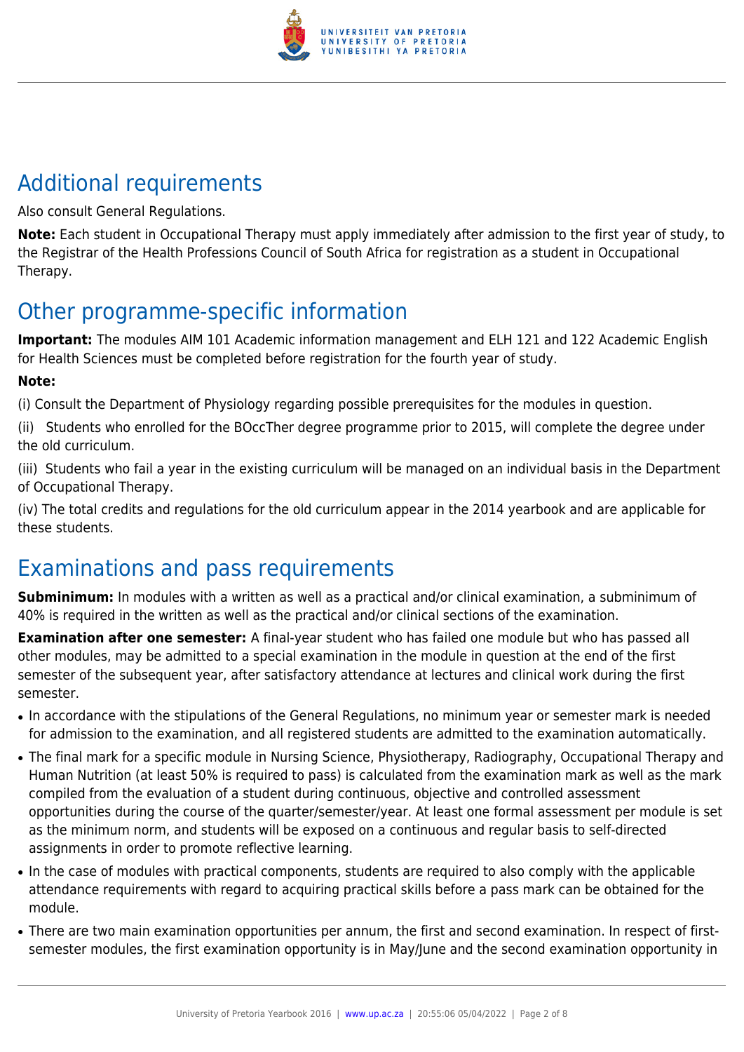## Additional requirements

Also consult General Regulations.

**Note:** Each student in Occupational Therapy must apply immediately after admission to the first year of study, to the Registrar of the Health Professions Council of South Africa for registration as a student in Occupational Therapy.

## Other programme-specific information

**Important:** The modules AIM 101 Academic information management and ELH 121 and 122 Academic English for Health Sciences must be completed before registration for the fourth year of study.

**Note:**

(i) Consult the Department of Physiology regarding possible prerequisites for the modules in question.

(ii) Students who enrolled for the BOccTher degree programme prior to 2015, will complete the degree under the old curriculum.

(iii) Students who fail a year in the existing curriculum will be managed on an individual basis in the Department of Occupational Therapy.

(iv) The total credits and regulations for the old curriculum appear in the 2014 yearbook and are applicable for these students.

## Examinations and pass requirements

**Subminimum:** In modules with a written as well as a practical and/or clinical examination, a subminimum of 40% is required in the written as well as the practical and/or clinical sections of the examination.

**Examination after one semester:** A final-year student who has failed one module but who has passed all other modules, may be admitted to a special examination in the module in question at the end of the first semester of the subsequent year, after satisfactory attendance at lectures and clinical work during the first semester.

- In accordance with the stipulations of the General Regulations, no minimum year or semester mark is needed for admission to the examination, and all registered students are admitted to the examination automatically.
- The final mark for a specific module in Nursing Science, Physiotherapy, Radiography, Occupational Therapy and Human Nutrition (at least 50% is required to pass) is calculated from the examination mark as well as the mark compiled from the evaluation of a student during continuous, objective and controlled assessment opportunities during the course of the quarter/semester/year. At least one formal assessment per module is set as the minimum norm, and students will be exposed on a continuous and regular basis to self-directed assignments in order to promote reflective learning.
- In the case of modules with practical components, students are required to also comply with the applicable attendance requirements with regard to acquiring practical skills before a pass mark can be obtained for the module.
- There are two main examination opportunities per annum, the first and second examination. In respect of first-semester modules, the first examination opportunity is in May/June and the second examination opportunity in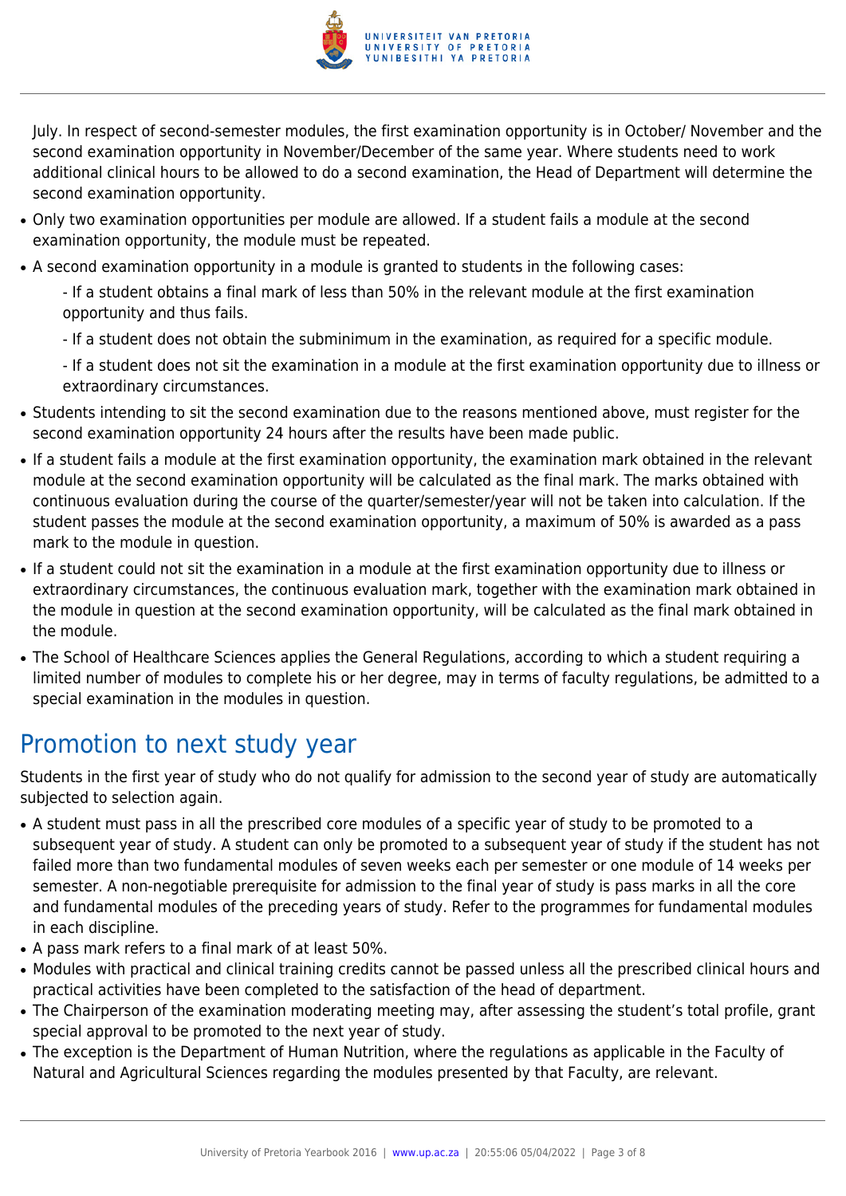July. In respect of second-semester modules, the first examination opportunity is in October/ November and the second examination opportunity in November/December of the same year. Where students need to work additional clinical hours to be allowed to do a second examination, the Head of Department will determine the second examination opportunity.

- Only two examination opportunities per module are allowed. If a student fails a module at the second examination opportunity, the module must be repeated.
- A second examination opportunity in a module is granted to students in the following cases:

  - If a student obtains a final mark of less than 50% in the relevant module at the first examination opportunity and thus fails.

  - If a student does not obtain the subminimum in the examination, as required for a specific module.

  - If a student does not sit the examination in a module at the first examination opportunity due to illness or extraordinary circumstances.
- Students intending to sit the second examination due to the reasons mentioned above, must register for the second examination opportunity 24 hours after the results have been made public.
- If a student fails a module at the first examination opportunity, the examination mark obtained in the relevant module at the second examination opportunity will be calculated as the final mark. The marks obtained with continuous evaluation during the course of the quarter/semester/year will not be taken into calculation. If the student passes the module at the second examination opportunity, a maximum of 50% is awarded as a pass mark to the module in question.
- If a student could not sit the examination in a module at the first examination opportunity due to illness or extraordinary circumstances, the continuous evaluation mark, together with the examination mark obtained in the module in question at the second examination opportunity, will be calculated as the final mark obtained in the module.
- The School of Healthcare Sciences applies the General Regulations, according to which a student requiring a limited number of modules to complete his or her degree, may in terms of faculty regulations, be admitted to a special examination in the modules in question.

## Promotion to next study year

Students in the first year of study who do not qualify for admission to the second year of study are automatically subjected to selection again.

- A student must pass in all the prescribed core modules of a specific year of study to be promoted to a subsequent year of study. A student can only be promoted to a subsequent year of study if the student has not failed more than two fundamental modules of seven weeks each per semester or one module of 14 weeks per semester. A non-negotiable prerequisite for admission to the final year of study is pass marks in all the core and fundamental modules of the preceding years of study. Refer to the programmes for fundamental modules in each discipline.
- A pass mark refers to a final mark of at least 50%.
- Modules with practical and clinical training credits cannot be passed unless all the prescribed clinical hours and practical activities have been completed to the satisfaction of the head of department.
- The Chairperson of the examination moderating meeting may, after assessing the student's total profile, grant special approval to be promoted to the next year of study.
- The exception is the Department of Human Nutrition, where the regulations as applicable in the Faculty of Natural and Agricultural Sciences regarding the modules presented by that Faculty, are relevant.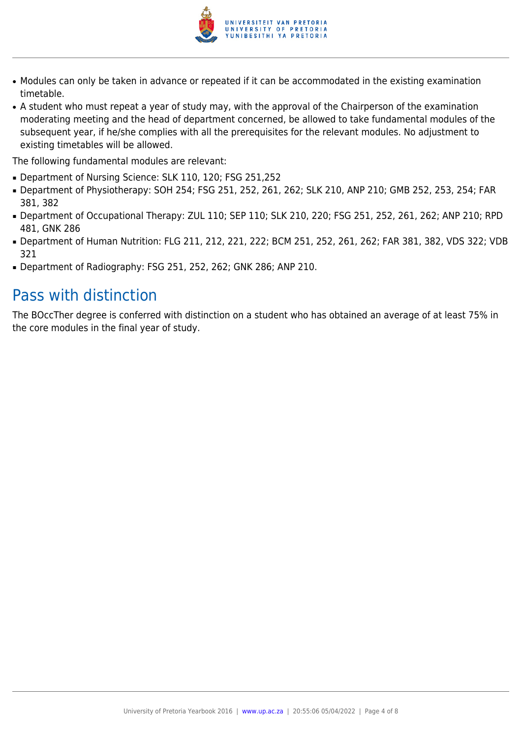- Modules can only be taken in advance or repeated if it can be accommodated in the existing examination timetable.
- A student who must repeat a year of study may, with the approval of the Chairperson of the examination moderating meeting and the head of department concerned, be allowed to take fundamental modules of the subsequent year, if he/she complies with all the prerequisites for the relevant modules. No adjustment to existing timetables will be allowed.

The following fundamental modules are relevant:

- Department of Nursing Science: SLK 110, 120; FSG 251,252
- Department of Physiotherapy: SOH 254; FSG 251, 252, 261, 262; SLK 210, ANP 210; GMB 252, 253, 254; FAR 381, 382
- Department of Occupational Therapy: ZUL 110; SEP 110; SLK 210, 220; FSG 251, 252, 261, 262; ANP 210; RPD 481, GNK 286
- Department of Human Nutrition: FLG 211, 212, 221, 222; BCM 251, 252, 261, 262; FAR 381, 382, VDS 322; VDB 321
- Department of Radiography: FSG 251, 252, 262; GNK 286; ANP 210.

## Pass with distinction

The BOccTher degree is conferred with distinction on a student who has obtained an average of at least 75% in the core modules in the final year of study.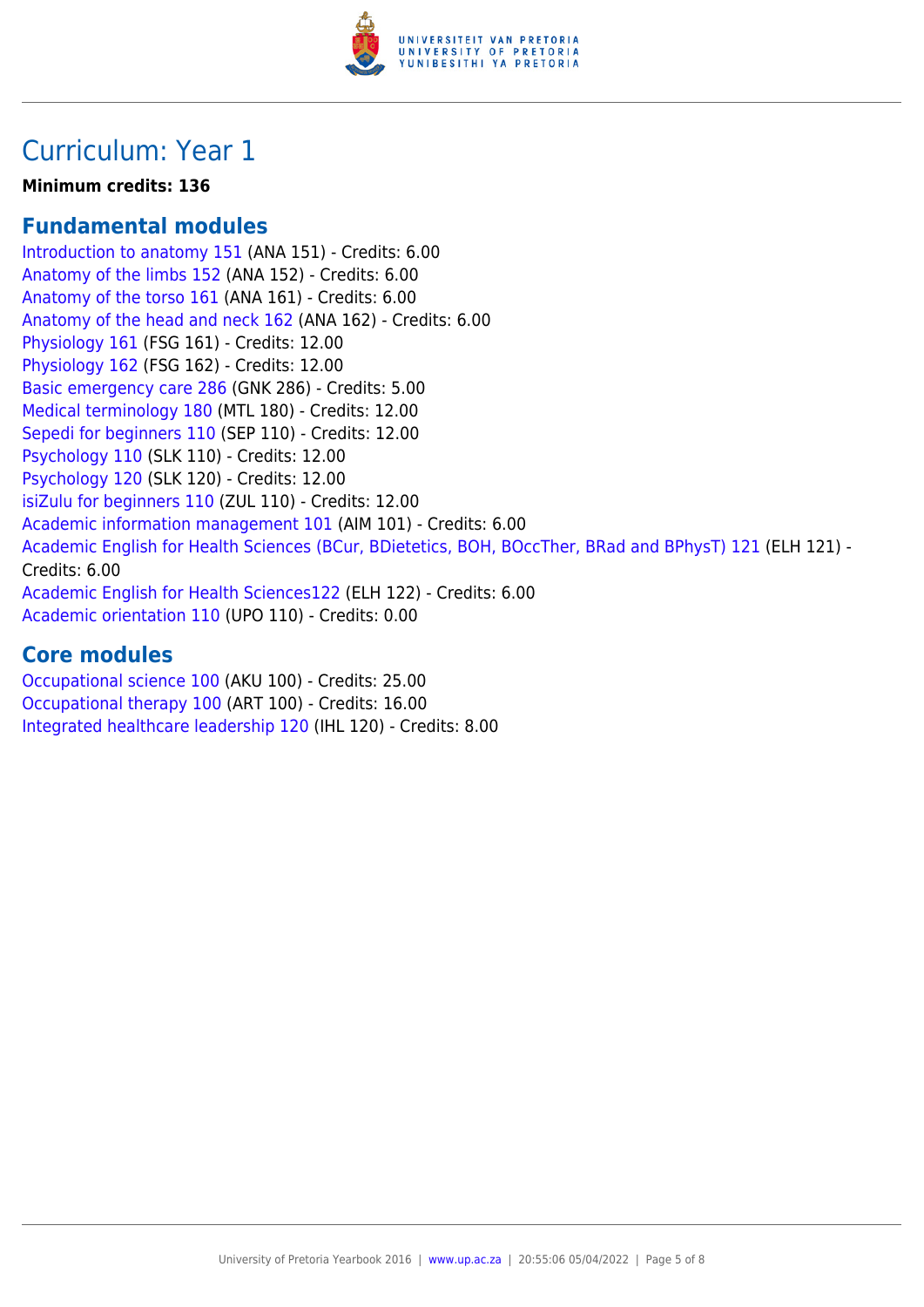# Curriculum: Year 1

**Minimum credits: 136**

## Fundamental modules

Introduction to anatomy 151 (ANA 151) - Credits: 6.00
Anatomy of the limbs 152 (ANA 152) - Credits: 6.00
Anatomy of the torso 161 (ANA 161) - Credits: 6.00
Anatomy of the head and neck 162 (ANA 162) - Credits: 6.00
Physiology 161 (FSG 161) - Credits: 12.00
Physiology 162 (FSG 162) - Credits: 12.00
Basic emergency care 286 (GNK 286) - Credits: 5.00
Medical terminology 180 (MTL 180) - Credits: 12.00
Sepedi for beginners 110 (SEP 110) - Credits: 12.00
Psychology 110 (SLK 110) - Credits: 12.00
Psychology 120 (SLK 120) - Credits: 12.00
isiZulu for beginners 110 (ZUL 110) - Credits: 12.00
Academic information management 101 (AIM 101) - Credits: 6.00
Academic English for Health Sciences (BCur, BDietetics, BOH, BOccTher, BRad and BPhysT) 121 (ELH 121) - Credits: 6.00
Academic English for Health Sciences122 (ELH 122) - Credits: 6.00
Academic orientation 110 (UPO 110) - Credits: 0.00

## Core modules

Occupational science 100 (AKU 100) - Credits: 25.00
Occupational therapy 100 (ART 100) - Credits: 16.00
Integrated healthcare leadership 120 (IHL 120) - Credits: 8.00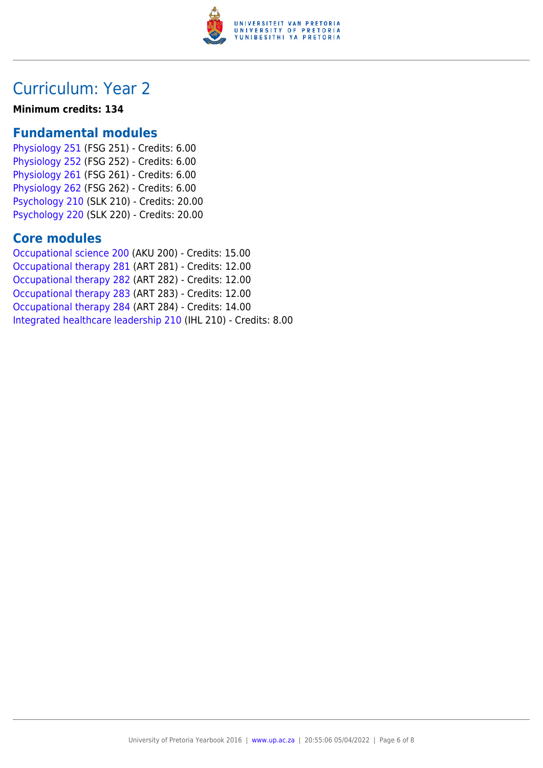# Curriculum: Year 2

**Minimum credits: 134**

## Fundamental modules

Physiology 251 (FSG 251) - Credits: 6.00
Physiology 252 (FSG 252) - Credits: 6.00
Physiology 261 (FSG 261) - Credits: 6.00
Physiology 262 (FSG 262) - Credits: 6.00
Psychology 210 (SLK 210) - Credits: 20.00
Psychology 220 (SLK 220) - Credits: 20.00

## Core modules

Occupational science 200 (AKU 200) - Credits: 15.00
Occupational therapy 281 (ART 281) - Credits: 12.00
Occupational therapy 282 (ART 282) - Credits: 12.00
Occupational therapy 283 (ART 283) - Credits: 12.00
Occupational therapy 284 (ART 284) - Credits: 14.00
Integrated healthcare leadership 210 (IHL 210) - Credits: 8.00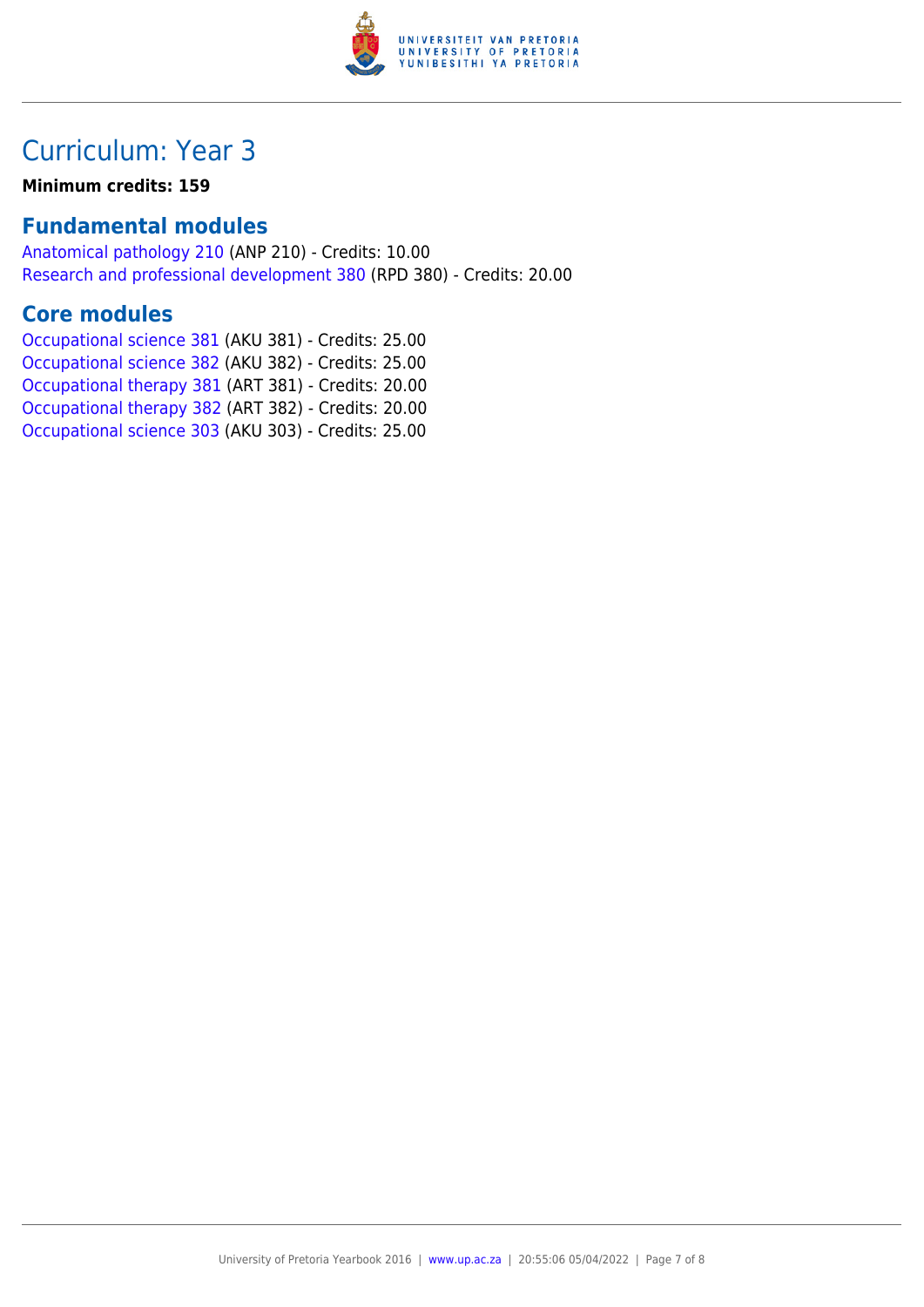# Curriculum: Year 3

**Minimum credits: 159**

## Fundamental modules

Anatomical pathology 210 (ANP 210) - Credits: 10.00
Research and professional development 380 (RPD 380) - Credits: 20.00

## Core modules

Occupational science 381 (AKU 381) - Credits: 25.00
Occupational science 382 (AKU 382) - Credits: 25.00
Occupational therapy 381 (ART 381) - Credits: 20.00
Occupational therapy 382 (ART 382) - Credits: 20.00
Occupational science 303 (AKU 303) - Credits: 25.00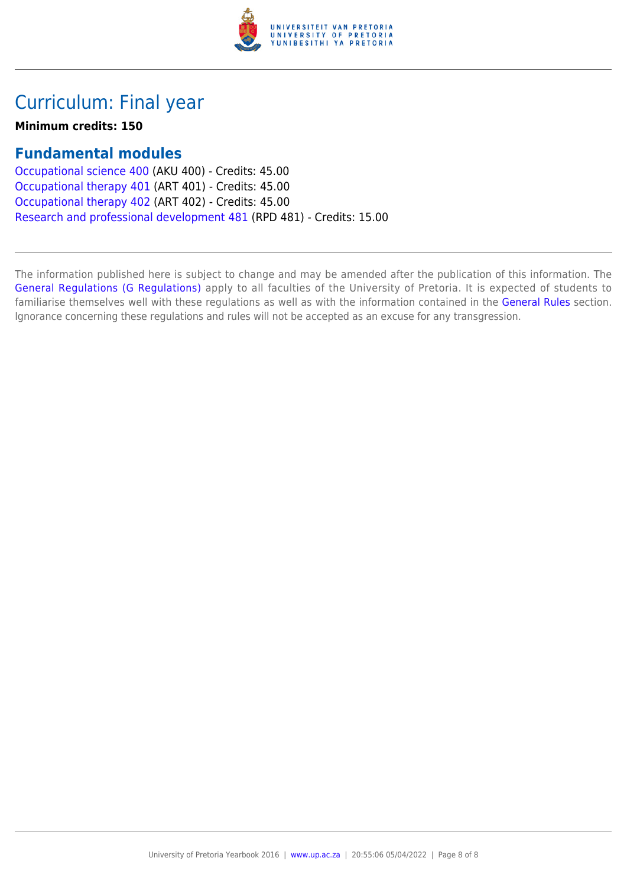# Curriculum: Final year

**Minimum credits: 150**

## Fundamental modules

Occupational science 400 (AKU 400) - Credits: 45.00
Occupational therapy 401 (ART 401) - Credits: 45.00
Occupational therapy 402 (ART 402) - Credits: 45.00
Research and professional development 481 (RPD 481) - Credits: 15.00

The information published here is subject to change and may be amended after the publication of this information. The General Regulations (G Regulations) apply to all faculties of the University of Pretoria. It is expected of students to familiarise themselves well with these regulations as well as with the information contained in the General Rules section. Ignorance concerning these regulations and rules will not be accepted as an excuse for any transgression.